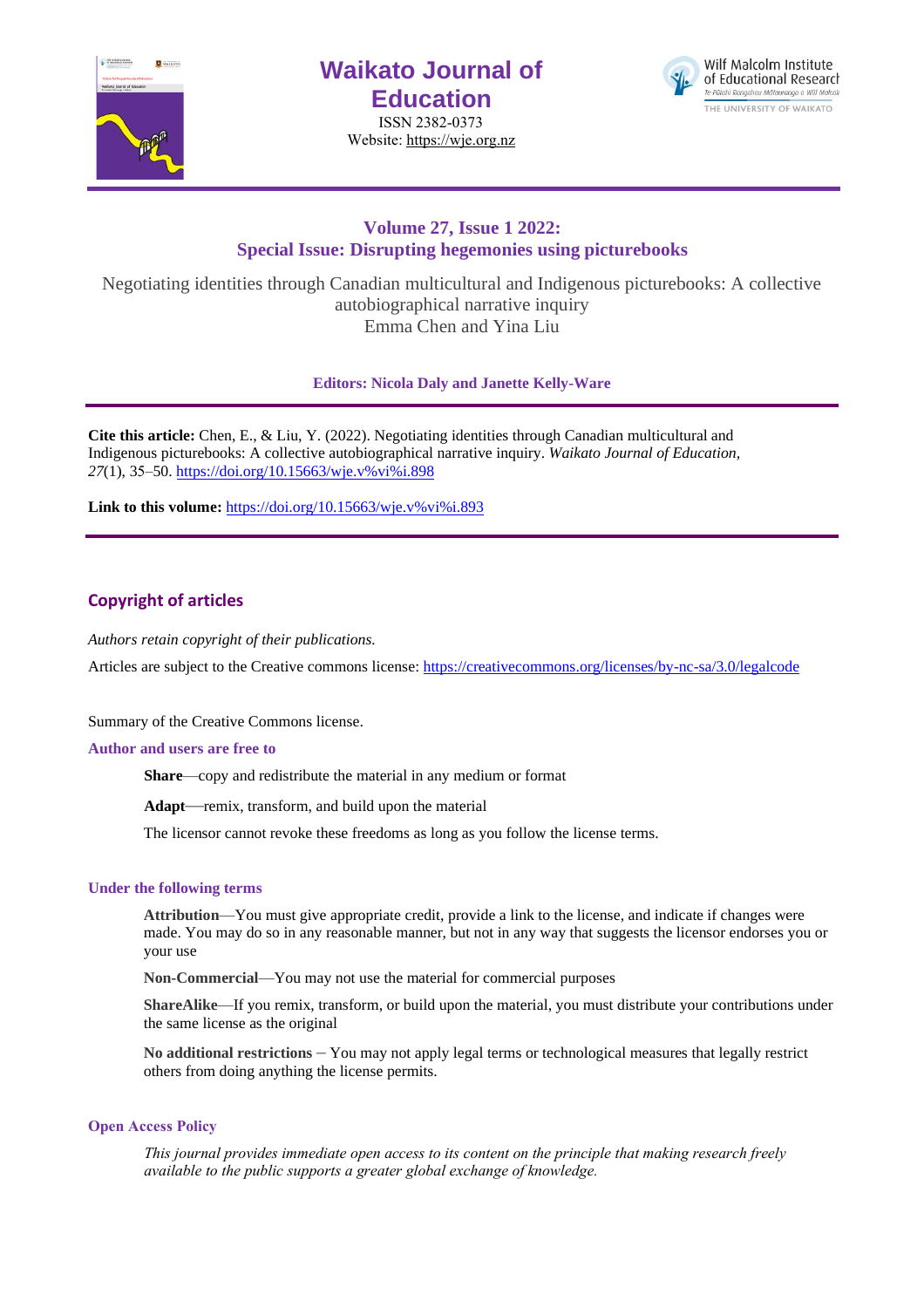# Waikato Journal of Education

ISSN 2382-0373
Website: https://wje.org.nz

## Volume 27, Issue 1 2022: Special Issue: Disrupting hegemonies using picturebooks

Negotiating identities through Canadian multicultural and Indigenous picturebooks: A collective autobiographical narrative inquiry
Emma Chen and Yina Liu

**Editors: Nicola Daly and Janette Kelly-Ware**

**Cite this article:** Chen, E., & Liu, Y. (2022). Negotiating identities through Canadian multicultural and Indigenous picturebooks: A collective autobiographical narrative inquiry. *Waikato Journal of Education, 27*(1), 35–50. https://doi.org/10.15663/wje.v%vi%i.898

**Link to this volume:** https://doi.org/10.15663/wje.v%vi%i.893

## Copyright of articles

*Authors retain copyright of their publications.*

Articles are subject to the Creative commons license: https://creativecommons.org/licenses/by-nc-sa/3.0/legalcode

Summary of the Creative Commons license.

### Author and users are free to

**Share**—copy and redistribute the material in any medium or format

**Adapt**—remix, transform, and build upon the material

The licensor cannot revoke these freedoms as long as you follow the license terms.

### Under the following terms

**Attribution**—You must give appropriate credit, provide a link to the license, and indicate if changes were made. You may do so in any reasonable manner, but not in any way that suggests the licensor endorses you or your use

**Non-Commercial**—You may not use the material for commercial purposes

**ShareAlike**—If you remix, transform, or build upon the material, you must distribute your contributions under the same license as the original

**No additional restrictions** – You may not apply legal terms or technological measures that legally restrict others from doing anything the license permits.

### Open Access Policy

*This journal provides immediate open access to its content on the principle that making research freely available to the public supports a greater global exchange of knowledge.*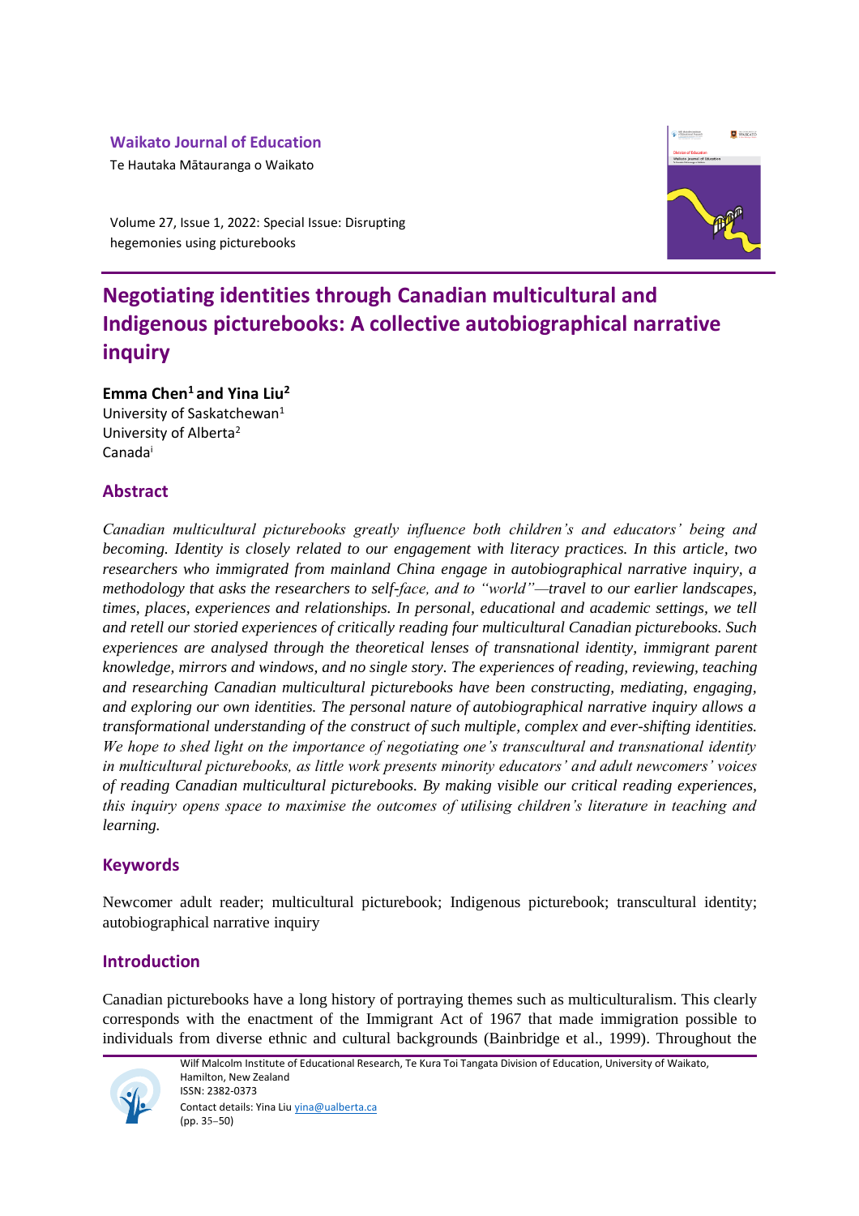**Waikato Journal of Education**

Te Hautaka Mātauranga o Waikato

Volume 27, Issue 1, 2022: Special Issue: Disrupting hegemonies using picturebooks

# Negotiating identities through Canadian multicultural and Indigenous picturebooks: A collective autobiographical narrative inquiry

**Emma Chen[1] and Yina Liu[2]**

University of Saskatchewan[1]

University of Alberta[2]

Canada[i]

## Abstract

*Canadian multicultural picturebooks greatly influence both children's and educators' being and becoming. Identity is closely related to our engagement with literacy practices. In this article, two researchers who immigrated from mainland China engage in autobiographical narrative inquiry, a methodology that asks the researchers to self-face, and to "world"—travel to our earlier landscapes, times, places, experiences and relationships. In personal, educational and academic settings, we tell and retell our storied experiences of critically reading four multicultural Canadian picturebooks. Such experiences are analysed through the theoretical lenses of transnational identity, immigrant parent knowledge, mirrors and windows, and no single story. The experiences of reading, reviewing, teaching and researching Canadian multicultural picturebooks have been constructing, mediating, engaging, and exploring our own identities. The personal nature of autobiographical narrative inquiry allows a transformational understanding of the construct of such multiple, complex and ever-shifting identities. We hope to shed light on the importance of negotiating one's transcultural and transnational identity in multicultural picturebooks, as little work presents minority educators' and adult newcomers' voices of reading Canadian multicultural picturebooks. By making visible our critical reading experiences, this inquiry opens space to maximise the outcomes of utilising children's literature in teaching and learning.*

## Keywords

Newcomer adult reader; multicultural picturebook; Indigenous picturebook; transcultural identity; autobiographical narrative inquiry

## Introduction

Canadian picturebooks have a long history of portraying themes such as multiculturalism. This clearly corresponds with the enactment of the Immigrant Act of 1967 that made immigration possible to individuals from diverse ethnic and cultural backgrounds (Bainbridge et al., 1999). Throughout the

Wilf Malcolm Institute of Educational Research, Te Kura Toi Tangata Division of Education, University of Waikato, Hamilton, New Zealand

ISSN: 2382-0373

Contact details: Yina Liu yina@ualberta.ca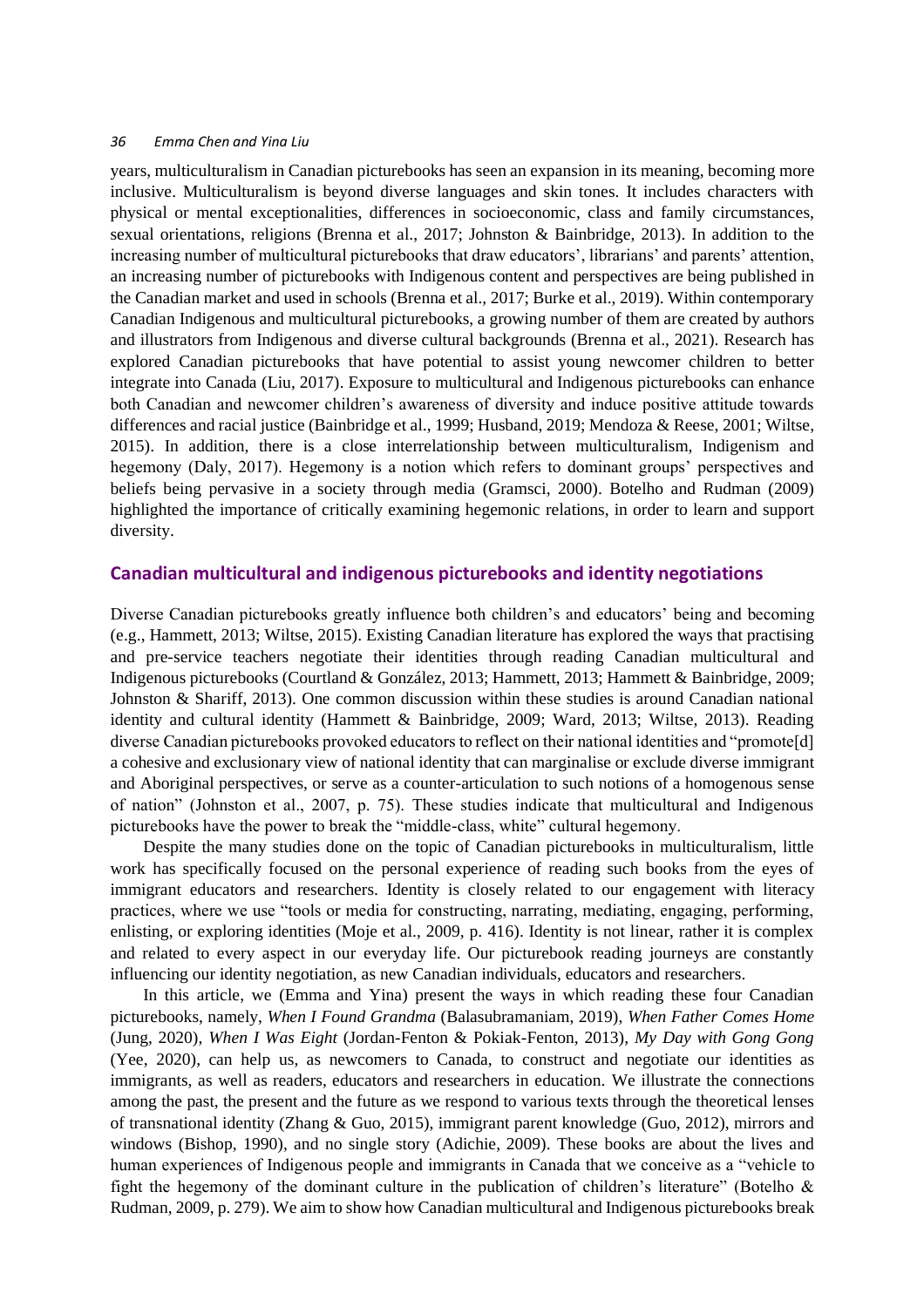years, multiculturalism in Canadian picturebooks has seen an expansion in its meaning, becoming more inclusive. Multiculturalism is beyond diverse languages and skin tones. It includes characters with physical or mental exceptionalities, differences in socioeconomic, class and family circumstances, sexual orientations, religions (Brenna et al., 2017; Johnston & Bainbridge, 2013). In addition to the increasing number of multicultural picturebooks that draw educators', librarians' and parents' attention, an increasing number of picturebooks with Indigenous content and perspectives are being published in the Canadian market and used in schools (Brenna et al., 2017; Burke et al., 2019). Within contemporary Canadian Indigenous and multicultural picturebooks, a growing number of them are created by authors and illustrators from Indigenous and diverse cultural backgrounds (Brenna et al., 2021). Research has explored Canadian picturebooks that have potential to assist young newcomer children to better integrate into Canada (Liu, 2017). Exposure to multicultural and Indigenous picturebooks can enhance both Canadian and newcomer children's awareness of diversity and induce positive attitude towards differences and racial justice (Bainbridge et al., 1999; Husband, 2019; Mendoza & Reese, 2001; Wiltse, 2015). In addition, there is a close interrelationship between multiculturalism, Indigenism and hegemony (Daly, 2017). Hegemony is a notion which refers to dominant groups' perspectives and beliefs being pervasive in a society through media (Gramsci, 2000). Botelho and Rudman (2009) highlighted the importance of critically examining hegemonic relations, in order to learn and support diversity.

## Canadian multicultural and indigenous picturebooks and identity negotiations

Diverse Canadian picturebooks greatly influence both children's and educators' being and becoming (e.g., Hammett, 2013; Wiltse, 2015). Existing Canadian literature has explored the ways that practising and pre-service teachers negotiate their identities through reading Canadian multicultural and Indigenous picturebooks (Courtland & González, 2013; Hammett, 2013; Hammett & Bainbridge, 2009; Johnston & Shariff, 2013). One common discussion within these studies is around Canadian national identity and cultural identity (Hammett & Bainbridge, 2009; Ward, 2013; Wiltse, 2013). Reading diverse Canadian picturebooks provoked educators to reflect on their national identities and "promote[d] a cohesive and exclusionary view of national identity that can marginalise or exclude diverse immigrant and Aboriginal perspectives, or serve as a counter-articulation to such notions of a homogenous sense of nation" (Johnston et al., 2007, p. 75). These studies indicate that multicultural and Indigenous picturebooks have the power to break the "middle-class, white" cultural hegemony.

Despite the many studies done on the topic of Canadian picturebooks in multiculturalism, little work has specifically focused on the personal experience of reading such books from the eyes of immigrant educators and researchers. Identity is closely related to our engagement with literacy practices, where we use "tools or media for constructing, narrating, mediating, engaging, performing, enlisting, or exploring identities (Moje et al., 2009, p. 416). Identity is not linear, rather it is complex and related to every aspect in our everyday life. Our picturebook reading journeys are constantly influencing our identity negotiation, as new Canadian individuals, educators and researchers.

In this article, we (Emma and Yina) present the ways in which reading these four Canadian picturebooks, namely, *When I Found Grandma* (Balasubramaniam, 2019), *When Father Comes Home* (Jung, 2020), *When I Was Eight* (Jordan-Fenton & Pokiak-Fenton, 2013), *My Day with Gong Gong* (Yee, 2020), can help us, as newcomers to Canada, to construct and negotiate our identities as immigrants, as well as readers, educators and researchers in education. We illustrate the connections among the past, the present and the future as we respond to various texts through the theoretical lenses of transnational identity (Zhang & Guo, 2015), immigrant parent knowledge (Guo, 2012), mirrors and windows (Bishop, 1990), and no single story (Adichie, 2009). These books are about the lives and human experiences of Indigenous people and immigrants in Canada that we conceive as a "vehicle to fight the hegemony of the dominant culture in the publication of children's literature" (Botelho & Rudman, 2009, p. 279). We aim to show how Canadian multicultural and Indigenous picturebooks break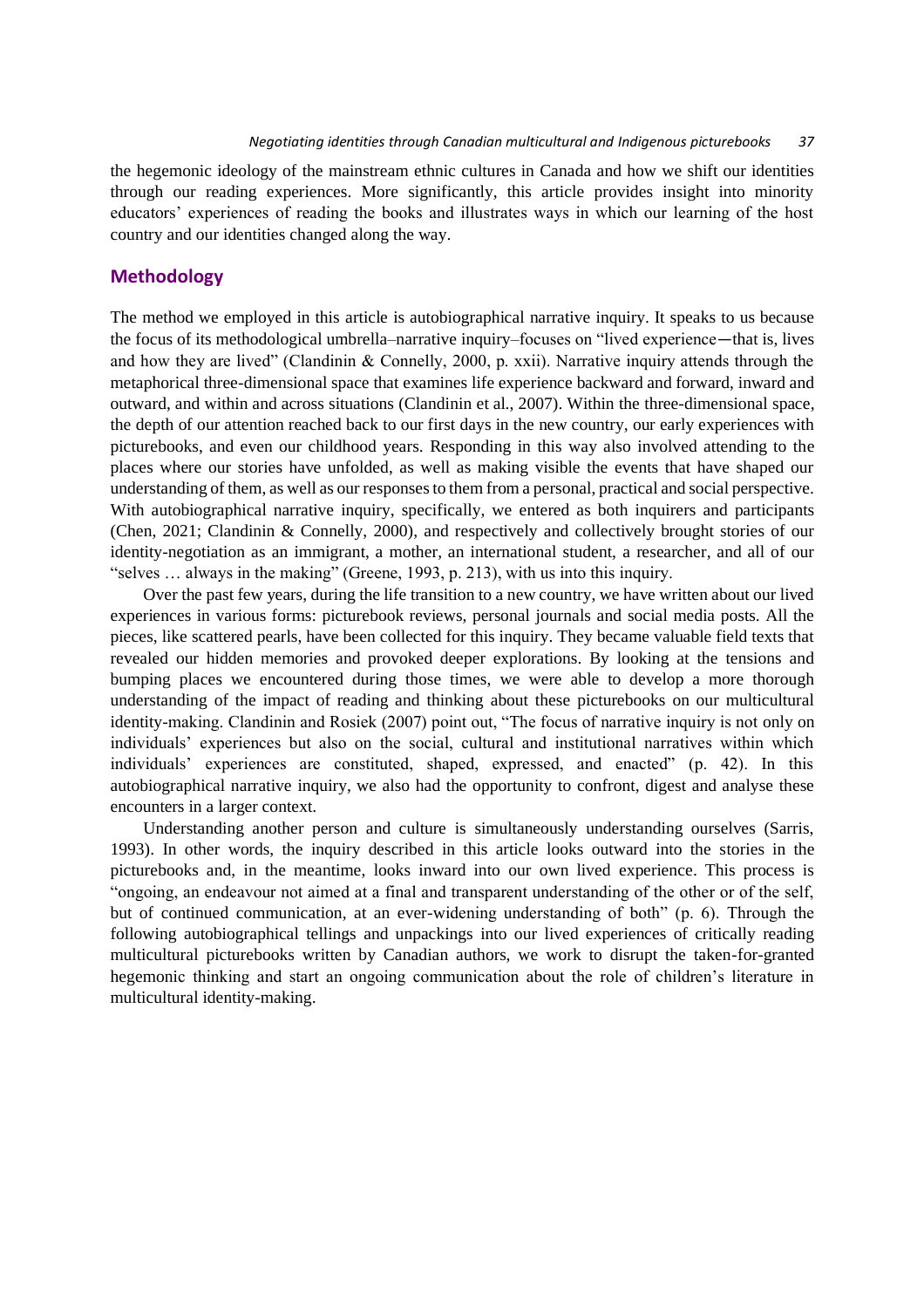the hegemonic ideology of the mainstream ethnic cultures in Canada and how we shift our identities through our reading experiences. More significantly, this article provides insight into minority educators' experiences of reading the books and illustrates ways in which our learning of the host country and our identities changed along the way.

## Methodology

The method we employed in this article is autobiographical narrative inquiry. It speaks to us because the focus of its methodological umbrella–narrative inquiry–focuses on "lived experience—that is, lives and how they are lived" (Clandinin & Connelly, 2000, p. xxii). Narrative inquiry attends through the metaphorical three-dimensional space that examines life experience backward and forward, inward and outward, and within and across situations (Clandinin et al., 2007). Within the three-dimensional space, the depth of our attention reached back to our first days in the new country, our early experiences with picturebooks, and even our childhood years. Responding in this way also involved attending to the places where our stories have unfolded, as well as making visible the events that have shaped our understanding of them, as well as our responses to them from a personal, practical and social perspective. With autobiographical narrative inquiry, specifically, we entered as both inquirers and participants (Chen, 2021; Clandinin & Connelly, 2000), and respectively and collectively brought stories of our identity-negotiation as an immigrant, a mother, an international student, a researcher, and all of our "selves … always in the making" (Greene, 1993, p. 213), with us into this inquiry.

Over the past few years, during the life transition to a new country, we have written about our lived experiences in various forms: picturebook reviews, personal journals and social media posts. All the pieces, like scattered pearls, have been collected for this inquiry. They became valuable field texts that revealed our hidden memories and provoked deeper explorations. By looking at the tensions and bumping places we encountered during those times, we were able to develop a more thorough understanding of the impact of reading and thinking about these picturebooks on our multicultural identity-making. Clandinin and Rosiek (2007) point out, "The focus of narrative inquiry is not only on individuals' experiences but also on the social, cultural and institutional narratives within which individuals' experiences are constituted, shaped, expressed, and enacted" (p. 42). In this autobiographical narrative inquiry, we also had the opportunity to confront, digest and analyse these encounters in a larger context.

Understanding another person and culture is simultaneously understanding ourselves (Sarris, 1993). In other words, the inquiry described in this article looks outward into the stories in the picturebooks and, in the meantime, looks inward into our own lived experience. This process is "ongoing, an endeavour not aimed at a final and transparent understanding of the other or of the self, but of continued communication, at an ever-widening understanding of both" (p. 6). Through the following autobiographical tellings and unpackings into our lived experiences of critically reading multicultural picturebooks written by Canadian authors, we work to disrupt the taken-for-granted hegemonic thinking and start an ongoing communication about the role of children's literature in multicultural identity-making.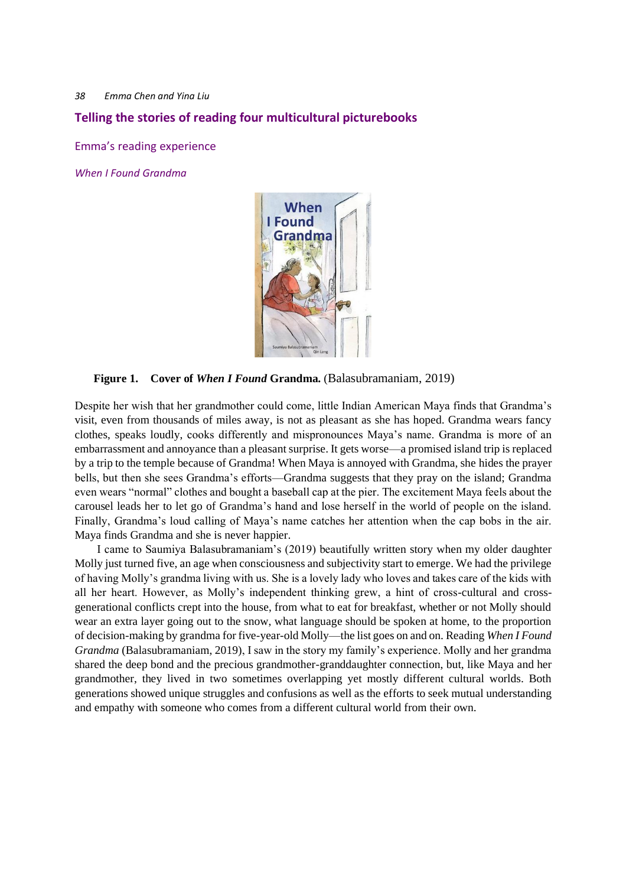## Telling the stories of reading four multicultural picturebooks

### Emma's reading experience

#### *When I Found Grandma*

**Figure 1. Cover of *When I Found* Grandma.** (Balasubramaniam, 2019)

Despite her wish that her grandmother could come, little Indian American Maya finds that Grandma's visit, even from thousands of miles away, is not as pleasant as she has hoped. Grandma wears fancy clothes, speaks loudly, cooks differently and mispronounces Maya's name. Grandma is more of an embarrassment and annoyance than a pleasant surprise. It gets worse—a promised island trip is replaced by a trip to the temple because of Grandma! When Maya is annoyed with Grandma, she hides the prayer bells, but then she sees Grandma's efforts—Grandma suggests that they pray on the island; Grandma even wears "normal" clothes and bought a baseball cap at the pier. The excitement Maya feels about the carousel leads her to let go of Grandma's hand and lose herself in the world of people on the island. Finally, Grandma's loud calling of Maya's name catches her attention when the cap bobs in the air. Maya finds Grandma and she is never happier.

I came to Saumiya Balasubramaniam's (2019) beautifully written story when my older daughter Molly just turned five, an age when consciousness and subjectivity start to emerge. We had the privilege of having Molly's grandma living with us. She is a lovely lady who loves and takes care of the kids with all her heart. However, as Molly's independent thinking grew, a hint of cross-cultural and cross-generational conflicts crept into the house, from what to eat for breakfast, whether or not Molly should wear an extra layer going out to the snow, what language should be spoken at home, to the proportion of decision-making by grandma for five-year-old Molly—the list goes on and on. Reading *When I Found Grandma* (Balasubramaniam, 2019), I saw in the story my family's experience. Molly and her grandma shared the deep bond and the precious grandmother-granddaughter connection, but, like Maya and her grandmother, they lived in two sometimes overlapping yet mostly different cultural worlds. Both generations showed unique struggles and confusions as well as the efforts to seek mutual understanding and empathy with someone who comes from a different cultural world from their own.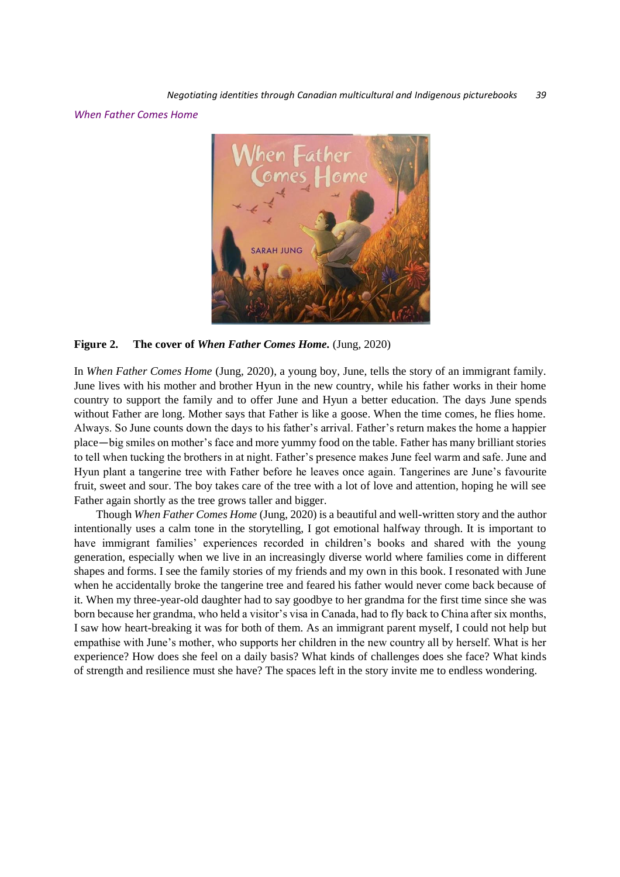### *When Father Comes Home*

**Figure 2. The cover of *When Father Comes Home.*** (Jung, 2020)

In *When Father Comes Home* (Jung, 2020), a young boy, June, tells the story of an immigrant family. June lives with his mother and brother Hyun in the new country, while his father works in their home country to support the family and to offer June and Hyun a better education. The days June spends without Father are long. Mother says that Father is like a goose. When the time comes, he flies home. Always. So June counts down the days to his father's arrival. Father's return makes the home a happier place—big smiles on mother's face and more yummy food on the table. Father has many brilliant stories to tell when tucking the brothers in at night. Father's presence makes June feel warm and safe. June and Hyun plant a tangerine tree with Father before he leaves once again. Tangerines are June's favourite fruit, sweet and sour. The boy takes care of the tree with a lot of love and attention, hoping he will see Father again shortly as the tree grows taller and bigger.

Though *When Father Comes Home* (Jung, 2020) is a beautiful and well-written story and the author intentionally uses a calm tone in the storytelling, I got emotional halfway through. It is important to have immigrant families' experiences recorded in children's books and shared with the young generation, especially when we live in an increasingly diverse world where families come in different shapes and forms. I see the family stories of my friends and my own in this book. I resonated with June when he accidentally broke the tangerine tree and feared his father would never come back because of it. When my three-year-old daughter had to say goodbye to her grandma for the first time since she was born because her grandma, who held a visitor's visa in Canada, had to fly back to China after six months, I saw how heart-breaking it was for both of them. As an immigrant parent myself, I could not help but empathise with June's mother, who supports her children in the new country all by herself. What is her experience? How does she feel on a daily basis? What kinds of challenges does she face? What kinds of strength and resilience must she have? The spaces left in the story invite me to endless wondering.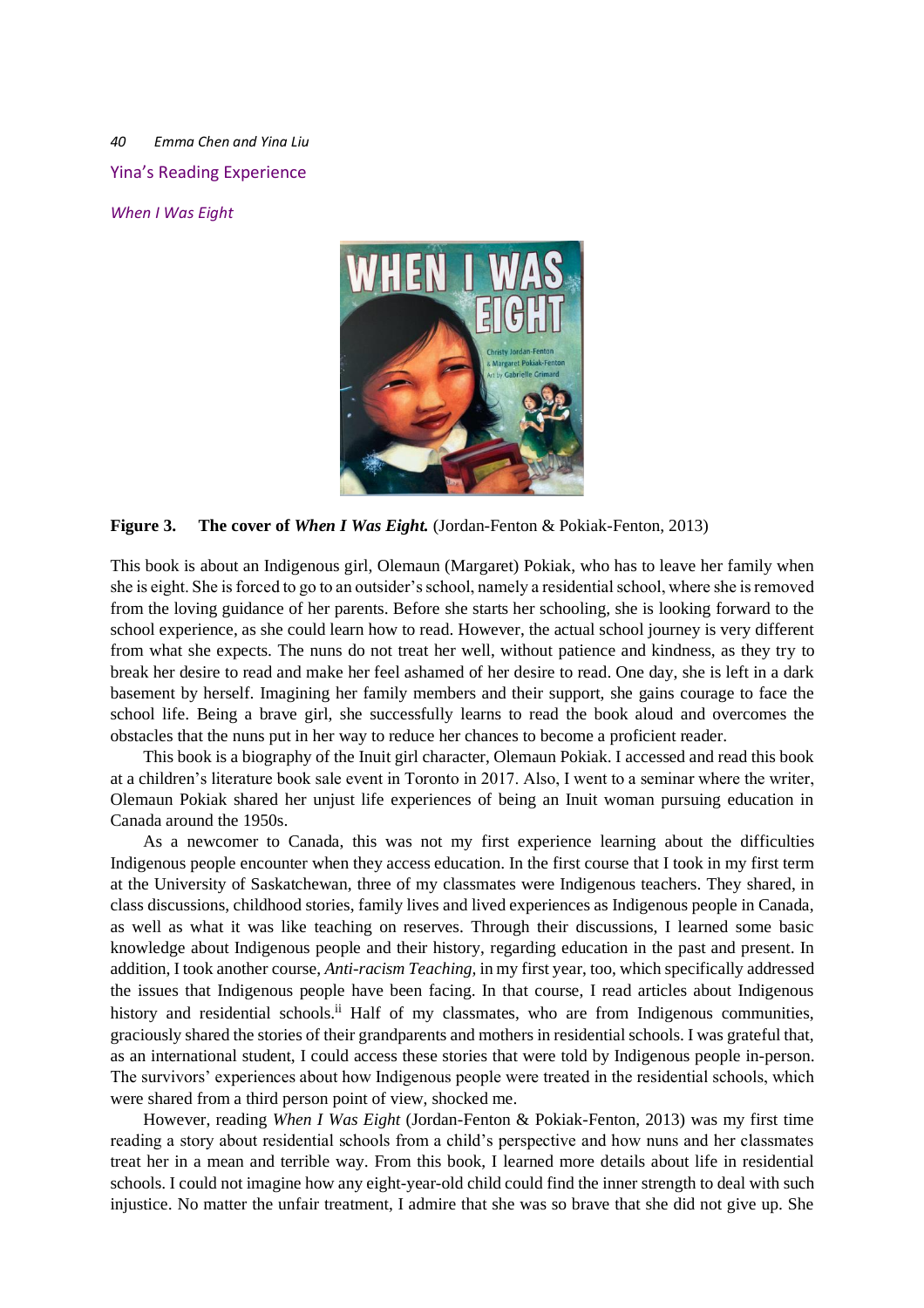## Yina's Reading Experience

### *When I Was Eight*

**Figure 3. The cover of *When I Was Eight.*** (Jordan-Fenton & Pokiak-Fenton, 2013)

This book is about an Indigenous girl, Olemaun (Margaret) Pokiak, who has to leave her family when she is eight. She is forced to go to an outsider's school, namely a residential school, where she is removed from the loving guidance of her parents. Before she starts her schooling, she is looking forward to the school experience, as she could learn how to read. However, the actual school journey is very different from what she expects. The nuns do not treat her well, without patience and kindness, as they try to break her desire to read and make her feel ashamed of her desire to read. One day, she is left in a dark basement by herself. Imagining her family members and their support, she gains courage to face the school life. Being a brave girl, she successfully learns to read the book aloud and overcomes the obstacles that the nuns put in her way to reduce her chances to become a proficient reader.

This book is a biography of the Inuit girl character, Olemaun Pokiak. I accessed and read this book at a children's literature book sale event in Toronto in 2017. Also, I went to a seminar where the writer, Olemaun Pokiak shared her unjust life experiences of being an Inuit woman pursuing education in Canada around the 1950s.

As a newcomer to Canada, this was not my first experience learning about the difficulties Indigenous people encounter when they access education. In the first course that I took in my first term at the University of Saskatchewan, three of my classmates were Indigenous teachers. They shared, in class discussions, childhood stories, family lives and lived experiences as Indigenous people in Canada, as well as what it was like teaching on reserves. Through their discussions, I learned some basic knowledge about Indigenous people and their history, regarding education in the past and present. In addition, I took another course, *Anti-racism Teaching*, in my first year, too, which specifically addressed the issues that Indigenous people have been facing. In that course, I read articles about Indigenous history and residential schools.[ii] Half of my classmates, who are from Indigenous communities, graciously shared the stories of their grandparents and mothers in residential schools. I was grateful that, as an international student, I could access these stories that were told by Indigenous people in-person. The survivors' experiences about how Indigenous people were treated in the residential schools, which were shared from a third person point of view, shocked me.

However, reading *When I Was Eight* (Jordan-Fenton & Pokiak-Fenton, 2013) was my first time reading a story about residential schools from a child's perspective and how nuns and her classmates treat her in a mean and terrible way. From this book, I learned more details about life in residential schools. I could not imagine how any eight-year-old child could find the inner strength to deal with such injustice. No matter the unfair treatment, I admire that she was so brave that she did not give up. She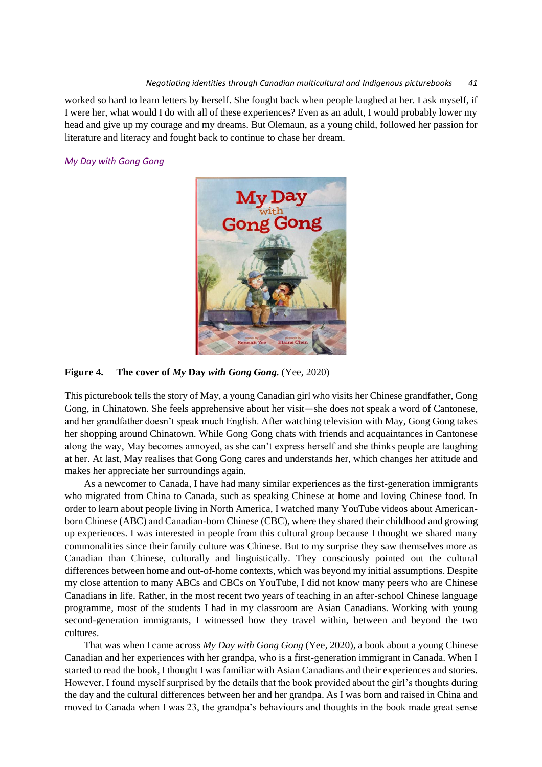worked so hard to learn letters by herself. She fought back when people laughed at her. I ask myself, if I were her, what would I do with all of these experiences? Even as an adult, I would probably lower my head and give up my courage and my dreams. But Olemaun, as a young child, followed her passion for literature and literacy and fought back to continue to chase her dream.

### *My Day with Gong Gong*

**Figure 4. The cover of *My* Day *with Gong Gong.*** (Yee, 2020)

This picturebook tells the story of May, a young Canadian girl who visits her Chinese grandfather, Gong Gong, in Chinatown. She feels apprehensive about her visit—she does not speak a word of Cantonese, and her grandfather doesn't speak much English. After watching television with May, Gong Gong takes her shopping around Chinatown. While Gong Gong chats with friends and acquaintances in Cantonese along the way, May becomes annoyed, as she can't express herself and she thinks people are laughing at her. At last, May realises that Gong Gong cares and understands her, which changes her attitude and makes her appreciate her surroundings again.

As a newcomer to Canada, I have had many similar experiences as the first-generation immigrants who migrated from China to Canada, such as speaking Chinese at home and loving Chinese food. In order to learn about people living in North America, I watched many YouTube videos about American-born Chinese (ABC) and Canadian-born Chinese (CBC), where they shared their childhood and growing up experiences. I was interested in people from this cultural group because I thought we shared many commonalities since their family culture was Chinese. But to my surprise they saw themselves more as Canadian than Chinese, culturally and linguistically. They consciously pointed out the cultural differences between home and out-of-home contexts, which was beyond my initial assumptions. Despite my close attention to many ABCs and CBCs on YouTube, I did not know many peers who are Chinese Canadians in life. Rather, in the most recent two years of teaching in an after-school Chinese language programme, most of the students I had in my classroom are Asian Canadians. Working with young second-generation immigrants, I witnessed how they travel within, between and beyond the two cultures.

That was when I came across *My Day with Gong Gong* (Yee, 2020), a book about a young Chinese Canadian and her experiences with her grandpa, who is a first-generation immigrant in Canada. When I started to read the book, I thought I was familiar with Asian Canadians and their experiences and stories. However, I found myself surprised by the details that the book provided about the girl's thoughts during the day and the cultural differences between her and her grandpa. As I was born and raised in China and moved to Canada when I was 23, the grandpa's behaviours and thoughts in the book made great sense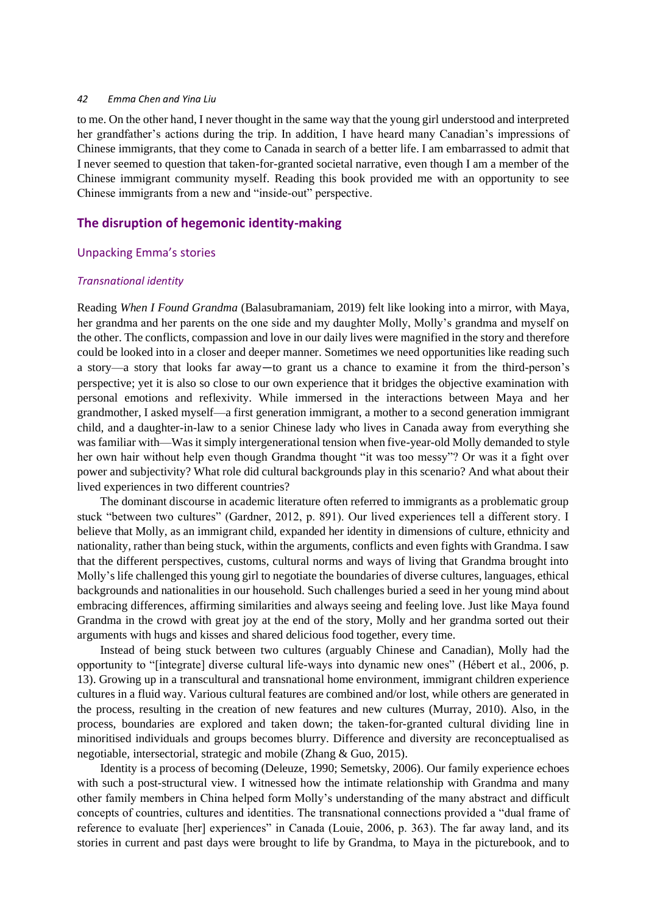to me. On the other hand, I never thought in the same way that the young girl understood and interpreted her grandfather's actions during the trip. In addition, I have heard many Canadian's impressions of Chinese immigrants, that they come to Canada in search of a better life. I am embarrassed to admit that I never seemed to question that taken-for-granted societal narrative, even though I am a member of the Chinese immigrant community myself. Reading this book provided me with an opportunity to see Chinese immigrants from a new and "inside-out" perspective.

## The disruption of hegemonic identity-making

### Unpacking Emma's stories

#### *Transnational identity*

Reading *When I Found Grandma* (Balasubramaniam, 2019) felt like looking into a mirror, with Maya, her grandma and her parents on the one side and my daughter Molly, Molly's grandma and myself on the other. The conflicts, compassion and love in our daily lives were magnified in the story and therefore could be looked into in a closer and deeper manner. Sometimes we need opportunities like reading such a story—a story that looks far away—to grant us a chance to examine it from the third-person's perspective; yet it is also so close to our own experience that it bridges the objective examination with personal emotions and reflexivity. While immersed in the interactions between Maya and her grandmother, I asked myself—a first generation immigrant, a mother to a second generation immigrant child, and a daughter-in-law to a senior Chinese lady who lives in Canada away from everything she was familiar with—Was it simply intergenerational tension when five-year-old Molly demanded to style her own hair without help even though Grandma thought "it was too messy"? Or was it a fight over power and subjectivity? What role did cultural backgrounds play in this scenario? And what about their lived experiences in two different countries?

The dominant discourse in academic literature often referred to immigrants as a problematic group stuck "between two cultures" (Gardner, 2012, p. 891). Our lived experiences tell a different story. I believe that Molly, as an immigrant child, expanded her identity in dimensions of culture, ethnicity and nationality, rather than being stuck, within the arguments, conflicts and even fights with Grandma. I saw that the different perspectives, customs, cultural norms and ways of living that Grandma brought into Molly's life challenged this young girl to negotiate the boundaries of diverse cultures, languages, ethical backgrounds and nationalities in our household. Such challenges buried a seed in her young mind about embracing differences, affirming similarities and always seeing and feeling love. Just like Maya found Grandma in the crowd with great joy at the end of the story, Molly and her grandma sorted out their arguments with hugs and kisses and shared delicious food together, every time.

Instead of being stuck between two cultures (arguably Chinese and Canadian), Molly had the opportunity to "[integrate] diverse cultural life-ways into dynamic new ones" (Hébert et al., 2006, p. 13). Growing up in a transcultural and transnational home environment, immigrant children experience cultures in a fluid way. Various cultural features are combined and/or lost, while others are generated in the process, resulting in the creation of new features and new cultures (Murray, 2010). Also, in the process, boundaries are explored and taken down; the taken-for-granted cultural dividing line in minoritised individuals and groups becomes blurry. Difference and diversity are reconceptualised as negotiable, intersectorial, strategic and mobile (Zhang & Guo, 2015).

Identity is a process of becoming (Deleuze, 1990; Semetsky, 2006). Our family experience echoes with such a post-structural view. I witnessed how the intimate relationship with Grandma and many other family members in China helped form Molly's understanding of the many abstract and difficult concepts of countries, cultures and identities. The transnational connections provided a "dual frame of reference to evaluate [her] experiences" in Canada (Louie, 2006, p. 363). The far away land, and its stories in current and past days were brought to life by Grandma, to Maya in the picturebook, and to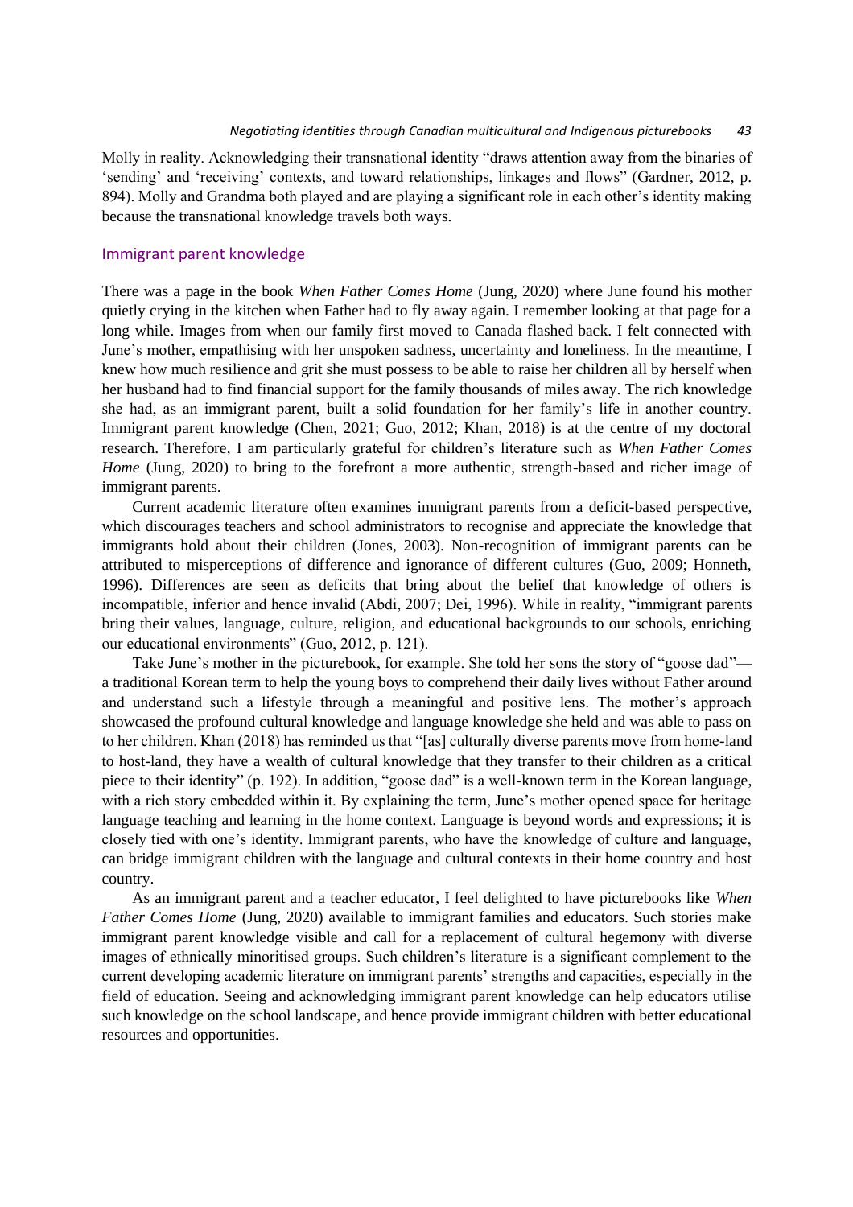Molly in reality. Acknowledging their transnational identity "draws attention away from the binaries of 'sending' and 'receiving' contexts, and toward relationships, linkages and flows" (Gardner, 2012, p. 894). Molly and Grandma both played and are playing a significant role in each other's identity making because the transnational knowledge travels both ways.

## Immigrant parent knowledge

There was a page in the book *When Father Comes Home* (Jung, 2020) where June found his mother quietly crying in the kitchen when Father had to fly away again. I remember looking at that page for a long while. Images from when our family first moved to Canada flashed back. I felt connected with June's mother, empathising with her unspoken sadness, uncertainty and loneliness. In the meantime, I knew how much resilience and grit she must possess to be able to raise her children all by herself when her husband had to find financial support for the family thousands of miles away. The rich knowledge she had, as an immigrant parent, built a solid foundation for her family's life in another country. Immigrant parent knowledge (Chen, 2021; Guo, 2012; Khan, 2018) is at the centre of my doctoral research. Therefore, I am particularly grateful for children's literature such as *When Father Comes Home* (Jung, 2020) to bring to the forefront a more authentic, strength-based and richer image of immigrant parents.

Current academic literature often examines immigrant parents from a deficit-based perspective, which discourages teachers and school administrators to recognise and appreciate the knowledge that immigrants hold about their children (Jones, 2003). Non-recognition of immigrant parents can be attributed to misperceptions of difference and ignorance of different cultures (Guo, 2009; Honneth, 1996). Differences are seen as deficits that bring about the belief that knowledge of others is incompatible, inferior and hence invalid (Abdi, 2007; Dei, 1996). While in reality, "immigrant parents bring their values, language, culture, religion, and educational backgrounds to our schools, enriching our educational environments" (Guo, 2012, p. 121).

Take June's mother in the picturebook, for example. She told her sons the story of "goose dad"—a traditional Korean term to help the young boys to comprehend their daily lives without Father around and understand such a lifestyle through a meaningful and positive lens. The mother's approach showcased the profound cultural knowledge and language knowledge she held and was able to pass on to her children. Khan (2018) has reminded us that "[as] culturally diverse parents move from home-land to host-land, they have a wealth of cultural knowledge that they transfer to their children as a critical piece to their identity" (p. 192). In addition, "goose dad" is a well-known term in the Korean language, with a rich story embedded within it. By explaining the term, June's mother opened space for heritage language teaching and learning in the home context. Language is beyond words and expressions; it is closely tied with one's identity. Immigrant parents, who have the knowledge of culture and language, can bridge immigrant children with the language and cultural contexts in their home country and host country.

As an immigrant parent and a teacher educator, I feel delighted to have picturebooks like *When Father Comes Home* (Jung, 2020) available to immigrant families and educators. Such stories make immigrant parent knowledge visible and call for a replacement of cultural hegemony with diverse images of ethnically minoritised groups. Such children's literature is a significant complement to the current developing academic literature on immigrant parents' strengths and capacities, especially in the field of education. Seeing and acknowledging immigrant parent knowledge can help educators utilise such knowledge on the school landscape, and hence provide immigrant children with better educational resources and opportunities.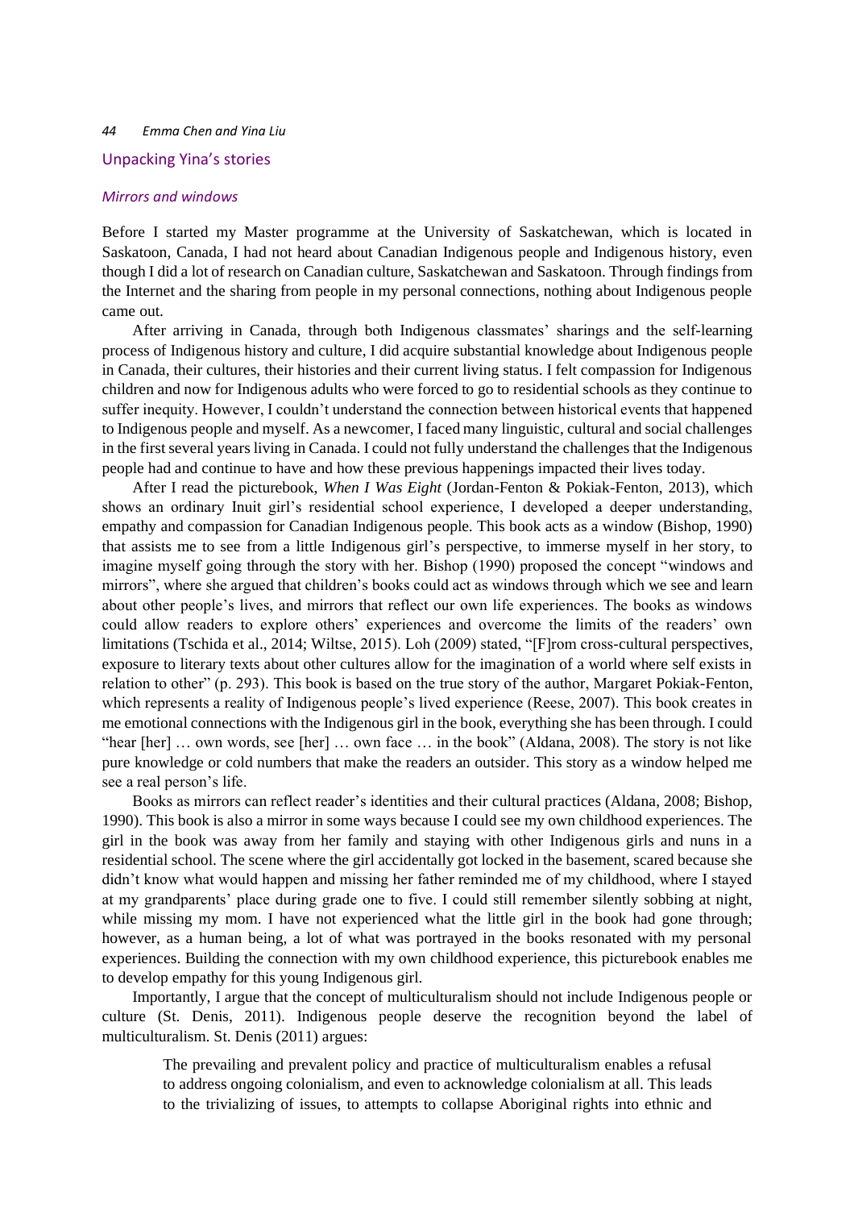## Unpacking Yina's stories

### *Mirrors and windows*

Before I started my Master programme at the University of Saskatchewan, which is located in Saskatoon, Canada, I had not heard about Canadian Indigenous people and Indigenous history, even though I did a lot of research on Canadian culture, Saskatchewan and Saskatoon. Through findings from the Internet and the sharing from people in my personal connections, nothing about Indigenous people came out.

After arriving in Canada, through both Indigenous classmates' sharings and the self-learning process of Indigenous history and culture, I did acquire substantial knowledge about Indigenous people in Canada, their cultures, their histories and their current living status. I felt compassion for Indigenous children and now for Indigenous adults who were forced to go to residential schools as they continue to suffer inequity. However, I couldn't understand the connection between historical events that happened to Indigenous people and myself. As a newcomer, I faced many linguistic, cultural and social challenges in the first several years living in Canada. I could not fully understand the challenges that the Indigenous people had and continue to have and how these previous happenings impacted their lives today.

After I read the picturebook, *When I Was Eight* (Jordan-Fenton & Pokiak-Fenton, 2013), which shows an ordinary Inuit girl's residential school experience, I developed a deeper understanding, empathy and compassion for Canadian Indigenous people. This book acts as a window (Bishop, 1990) that assists me to see from a little Indigenous girl's perspective, to immerse myself in her story, to imagine myself going through the story with her. Bishop (1990) proposed the concept "windows and mirrors", where she argued that children's books could act as windows through which we see and learn about other people's lives, and mirrors that reflect our own life experiences. The books as windows could allow readers to explore others' experiences and overcome the limits of the readers' own limitations (Tschida et al., 2014; Wiltse, 2015). Loh (2009) stated, "[F]rom cross-cultural perspectives, exposure to literary texts about other cultures allow for the imagination of a world where self exists in relation to other" (p. 293). This book is based on the true story of the author, Margaret Pokiak-Fenton, which represents a reality of Indigenous people's lived experience (Reese, 2007). This book creates in me emotional connections with the Indigenous girl in the book, everything she has been through. I could "hear [her] … own words, see [her] … own face … in the book" (Aldana, 2008). The story is not like pure knowledge or cold numbers that make the readers an outsider. This story as a window helped me see a real person's life.

Books as mirrors can reflect reader's identities and their cultural practices (Aldana, 2008; Bishop, 1990). This book is also a mirror in some ways because I could see my own childhood experiences. The girl in the book was away from her family and staying with other Indigenous girls and nuns in a residential school. The scene where the girl accidentally got locked in the basement, scared because she didn't know what would happen and missing her father reminded me of my childhood, where I stayed at my grandparents' place during grade one to five. I could still remember silently sobbing at night, while missing my mom. I have not experienced what the little girl in the book had gone through; however, as a human being, a lot of what was portrayed in the books resonated with my personal experiences. Building the connection with my own childhood experience, this picturebook enables me to develop empathy for this young Indigenous girl.

Importantly, I argue that the concept of multiculturalism should not include Indigenous people or culture (St. Denis, 2011). Indigenous people deserve the recognition beyond the label of multiculturalism. St. Denis (2011) argues:

> The prevailing and prevalent policy and practice of multiculturalism enables a refusal to address ongoing colonialism, and even to acknowledge colonialism at all. This leads to the trivializing of issues, to attempts to collapse Aboriginal rights into ethnic and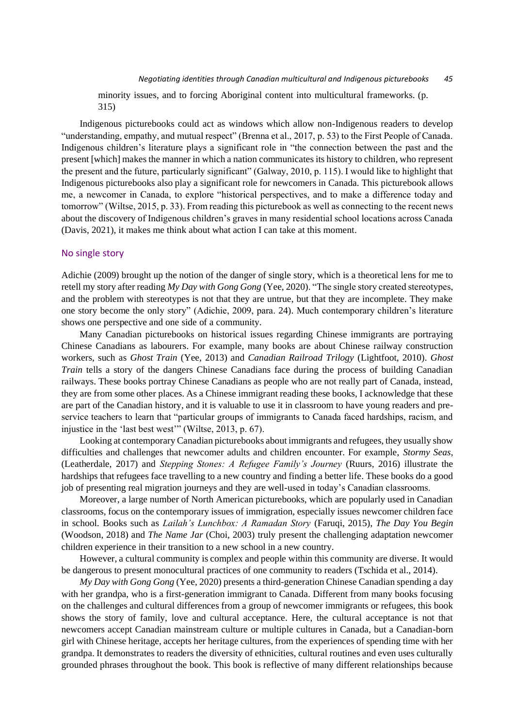minority issues, and to forcing Aboriginal content into multicultural frameworks. (p. 315)

Indigenous picturebooks could act as windows which allow non-Indigenous readers to develop "understanding, empathy, and mutual respect" (Brenna et al., 2017, p. 53) to the First People of Canada. Indigenous children's literature plays a significant role in "the connection between the past and the present [which] makes the manner in which a nation communicates its history to children, who represent the present and the future, particularly significant" (Galway, 2010, p. 115). I would like to highlight that Indigenous picturebooks also play a significant role for newcomers in Canada. This picturebook allows me, a newcomer in Canada, to explore "historical perspectives, and to make a difference today and tomorrow" (Wiltse, 2015, p. 33). From reading this picturebook as well as connecting to the recent news about the discovery of Indigenous children's graves in many residential school locations across Canada (Davis, 2021), it makes me think about what action I can take at this moment.

## No single story

Adichie (2009) brought up the notion of the danger of single story, which is a theoretical lens for me to retell my story after reading *My Day with Gong Gong* (Yee, 2020). "The single story created stereotypes, and the problem with stereotypes is not that they are untrue, but that they are incomplete. They make one story become the only story" (Adichie, 2009, para. 24). Much contemporary children's literature shows one perspective and one side of a community.

Many Canadian picturebooks on historical issues regarding Chinese immigrants are portraying Chinese Canadians as labourers. For example, many books are about Chinese railway construction workers, such as *Ghost Train* (Yee, 2013) and *Canadian Railroad Trilogy* (Lightfoot, 2010). *Ghost Train* tells a story of the dangers Chinese Canadians face during the process of building Canadian railways. These books portray Chinese Canadians as people who are not really part of Canada, instead, they are from some other places. As a Chinese immigrant reading these books, I acknowledge that these are part of the Canadian history, and it is valuable to use it in classroom to have young readers and pre-service teachers to learn that "particular groups of immigrants to Canada faced hardships, racism, and injustice in the 'last best west'" (Wiltse, 2013, p. 67).

Looking at contemporary Canadian picturebooks about immigrants and refugees, they usually show difficulties and challenges that newcomer adults and children encounter. For example, *Stormy Seas*, (Leatherdale, 2017) and *Stepping Stones: A Refugee Family's Journey* (Ruurs, 2016) illustrate the hardships that refugees face travelling to a new country and finding a better life. These books do a good job of presenting real migration journeys and they are well-used in today's Canadian classrooms.

Moreover, a large number of North American picturebooks, which are popularly used in Canadian classrooms, focus on the contemporary issues of immigration, especially issues newcomer children face in school. Books such as *Lailah's Lunchbox: A Ramadan Story* (Faruqi, 2015), *The Day You Begin* (Woodson, 2018) and *The Name Jar* (Choi, 2003) truly present the challenging adaptation newcomer children experience in their transition to a new school in a new country.

However, a cultural community is complex and people within this community are diverse. It would be dangerous to present monocultural practices of one community to readers (Tschida et al., 2014).

*My Day with Gong Gong* (Yee, 2020) presents a third-generation Chinese Canadian spending a day with her grandpa, who is a first-generation immigrant to Canada. Different from many books focusing on the challenges and cultural differences from a group of newcomer immigrants or refugees, this book shows the story of family, love and cultural acceptance. Here, the cultural acceptance is not that newcomers accept Canadian mainstream culture or multiple cultures in Canada, but a Canadian-born girl with Chinese heritage, accepts her heritage cultures, from the experiences of spending time with her grandpa. It demonstrates to readers the diversity of ethnicities, cultural routines and even uses culturally grounded phrases throughout the book. This book is reflective of many different relationships because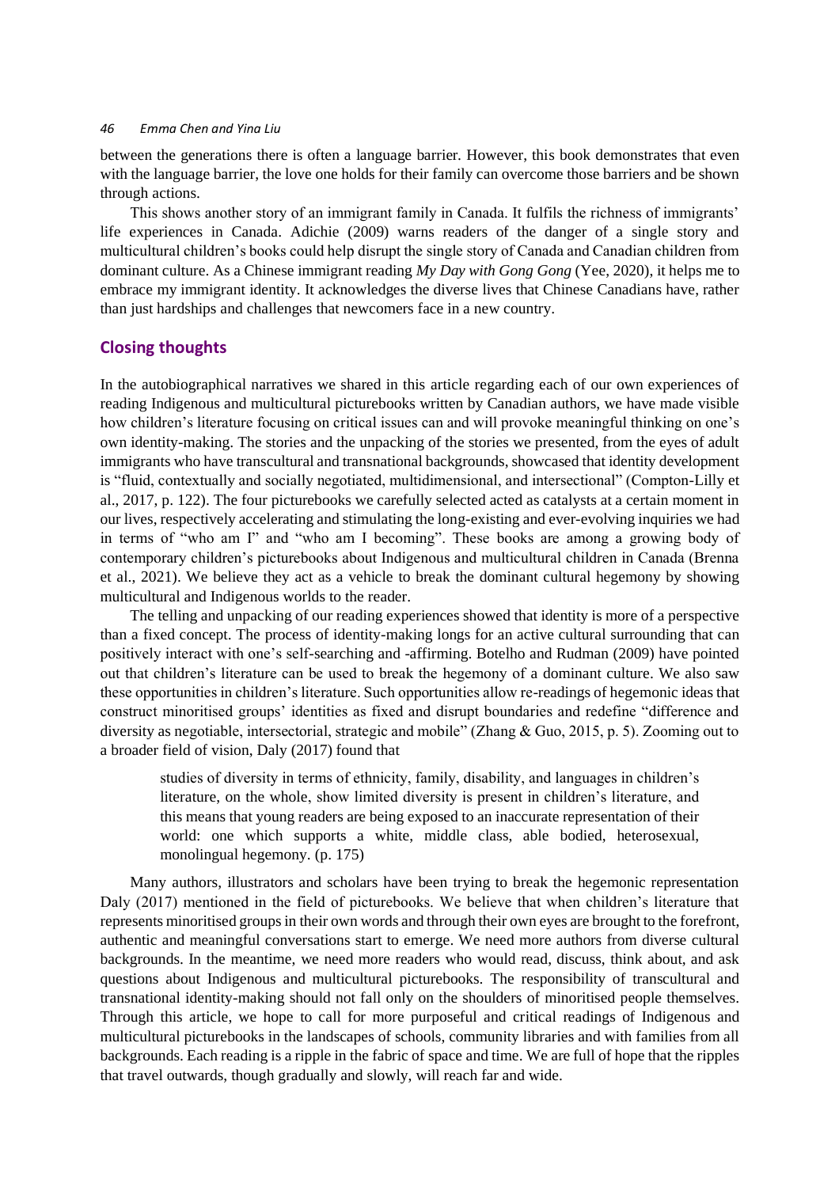between the generations there is often a language barrier. However, this book demonstrates that even with the language barrier, the love one holds for their family can overcome those barriers and be shown through actions.

This shows another story of an immigrant family in Canada. It fulfils the richness of immigrants' life experiences in Canada. Adichie (2009) warns readers of the danger of a single story and multicultural children's books could help disrupt the single story of Canada and Canadian children from dominant culture. As a Chinese immigrant reading *My Day with Gong Gong* (Yee, 2020), it helps me to embrace my immigrant identity. It acknowledges the diverse lives that Chinese Canadians have, rather than just hardships and challenges that newcomers face in a new country.

## Closing thoughts

In the autobiographical narratives we shared in this article regarding each of our own experiences of reading Indigenous and multicultural picturebooks written by Canadian authors, we have made visible how children's literature focusing on critical issues can and will provoke meaningful thinking on one's own identity-making. The stories and the unpacking of the stories we presented, from the eyes of adult immigrants who have transcultural and transnational backgrounds, showcased that identity development is "fluid, contextually and socially negotiated, multidimensional, and intersectional" (Compton-Lilly et al., 2017, p. 122). The four picturebooks we carefully selected acted as catalysts at a certain moment in our lives, respectively accelerating and stimulating the long-existing and ever-evolving inquiries we had in terms of "who am I" and "who am I becoming". These books are among a growing body of contemporary children's picturebooks about Indigenous and multicultural children in Canada (Brenna et al., 2021). We believe they act as a vehicle to break the dominant cultural hegemony by showing multicultural and Indigenous worlds to the reader.

The telling and unpacking of our reading experiences showed that identity is more of a perspective than a fixed concept. The process of identity-making longs for an active cultural surrounding that can positively interact with one's self-searching and -affirming. Botelho and Rudman (2009) have pointed out that children's literature can be used to break the hegemony of a dominant culture. We also saw these opportunities in children's literature. Such opportunities allow re-readings of hegemonic ideas that construct minoritised groups' identities as fixed and disrupt boundaries and redefine "difference and diversity as negotiable, intersectorial, strategic and mobile" (Zhang & Guo, 2015, p. 5). Zooming out to a broader field of vision, Daly (2017) found that

> studies of diversity in terms of ethnicity, family, disability, and languages in children's literature, on the whole, show limited diversity is present in children's literature, and this means that young readers are being exposed to an inaccurate representation of their world: one which supports a white, middle class, able bodied, heterosexual, monolingual hegemony. (p. 175)

Many authors, illustrators and scholars have been trying to break the hegemonic representation Daly (2017) mentioned in the field of picturebooks. We believe that when children's literature that represents minoritised groups in their own words and through their own eyes are brought to the forefront, authentic and meaningful conversations start to emerge. We need more authors from diverse cultural backgrounds. In the meantime, we need more readers who would read, discuss, think about, and ask questions about Indigenous and multicultural picturebooks. The responsibility of transcultural and transnational identity-making should not fall only on the shoulders of minoritised people themselves. Through this article, we hope to call for more purposeful and critical readings of Indigenous and multicultural picturebooks in the landscapes of schools, community libraries and with families from all backgrounds. Each reading is a ripple in the fabric of space and time. We are full of hope that the ripples that travel outwards, though gradually and slowly, will reach far and wide.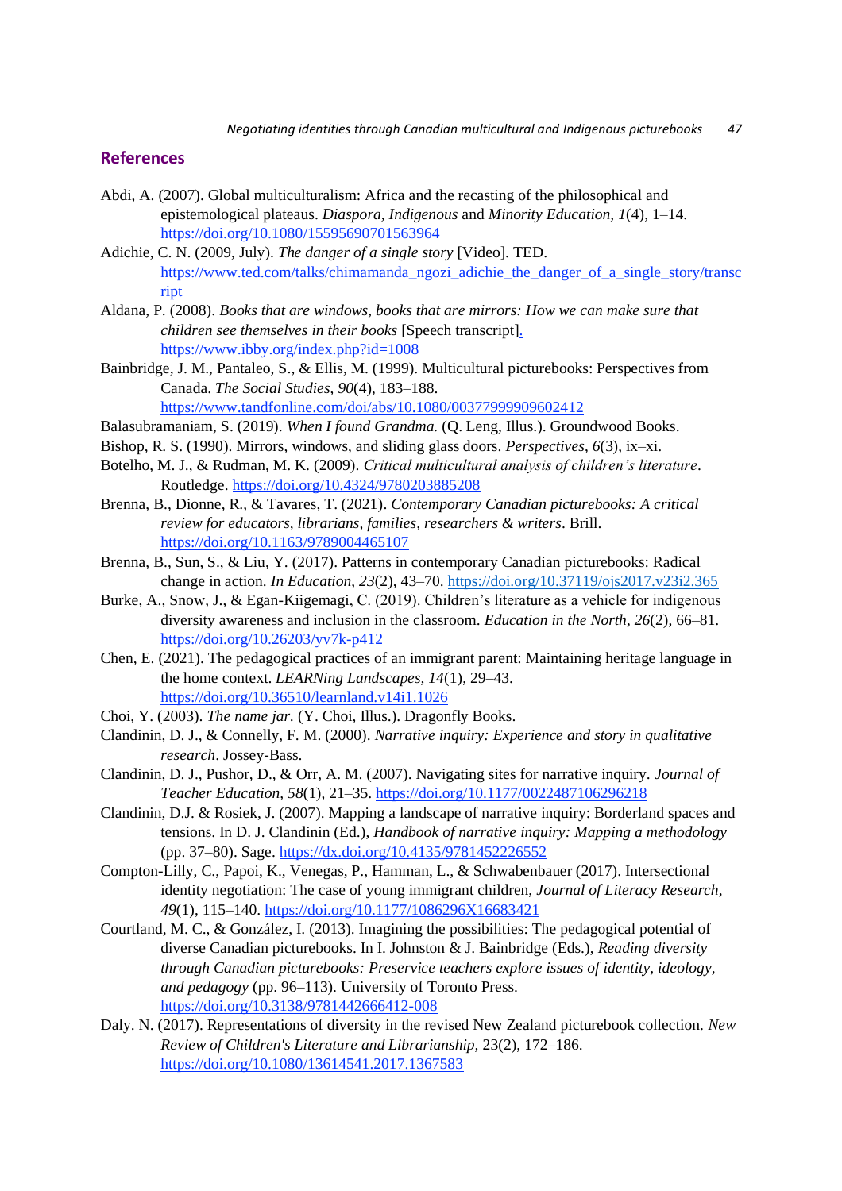## References

Abdi, A. (2007). Global multiculturalism: Africa and the recasting of the philosophical and epistemological plateaus. *Diaspora, Indigenous* and *Minority Education, 1*(4), 1–14. https://doi.org/10.1080/15595690701563964

Adichie, C. N. (2009, July). *The danger of a single story* [Video]. TED. https://www.ted.com/talks/chimamanda_ngozi_adichie_the_danger_of_a_single_story/transcript

Aldana, P. (2008). *Books that are windows, books that are mirrors: How we can make sure that children see themselves in their books* [Speech transcript]. https://www.ibby.org/index.php?id=1008

Bainbridge, J. M., Pantaleo, S., & Ellis, M. (1999). Multicultural picturebooks: Perspectives from Canada. *The Social Studies*, *90*(4), 183–188. https://www.tandfonline.com/doi/abs/10.1080/00377999909602412

Balasubramaniam, S. (2019). *When I found Grandma.* (Q. Leng, Illus.). Groundwood Books.

Bishop, R. S. (1990). Mirrors, windows, and sliding glass doors. *Perspectives*, *6*(3), ix–xi.

Botelho, M. J., & Rudman, M. K. (2009). *Critical multicultural analysis of children's literature*. Routledge. https://doi.org/10.4324/9780203885208

Brenna, B., Dionne, R., & Tavares, T. (2021). *Contemporary Canadian picturebooks: A critical review for educators, librarians, families, researchers & writers*. Brill. https://doi.org/10.1163/9789004465107

Brenna, B., Sun, S., & Liu, Y. (2017). Patterns in contemporary Canadian picturebooks: Radical change in action. *In Education*, *23*(2), 43–70. https://doi.org/10.37119/ojs2017.v23i2.365

Burke, A., Snow, J., & Egan-Kiigemagi, C. (2019). Children's literature as a vehicle for indigenous diversity awareness and inclusion in the classroom. *Education in the North*, *26*(2), 66–81. https://doi.org/10.26203/yv7k-p412

Chen, E. (2021). The pedagogical practices of an immigrant parent: Maintaining heritage language in the home context. *LEARNing Landscapes*, *14*(1), 29–43. https://doi.org/10.36510/learnland.v14i1.1026

Choi, Y. (2003). *The name jar.* (Y. Choi, Illus.). Dragonfly Books.

Clandinin, D. J., & Connelly, F. M. (2000). *Narrative inquiry: Experience and story in qualitative research*. Jossey-Bass.

Clandinin, D. J., Pushor, D., & Orr, A. M. (2007). Navigating sites for narrative inquiry. *Journal of Teacher Education*, *58*(1), 21–35. https://doi.org/10.1177/0022487106296218

Clandinin, D.J. & Rosiek, J. (2007). Mapping a landscape of narrative inquiry: Borderland spaces and tensions. In D. J. Clandinin (Ed.), *Handbook of narrative inquiry: Mapping a methodology* (pp. 37–80). Sage. https://dx.doi.org/10.4135/9781452226552

Compton-Lilly, C., Papoi, K., Venegas, P., Hamman, L., & Schwabenbauer (2017). Intersectional identity negotiation: The case of young immigrant children, *Journal of Literacy Research*, *49*(1), 115–140. https://doi.org/10.1177/1086296X16683421

Courtland, M. C., & González, I. (2013). Imagining the possibilities: The pedagogical potential of diverse Canadian picturebooks. In I. Johnston & J. Bainbridge (Eds.), *Reading diversity through Canadian picturebooks: Preservice teachers explore issues of identity, ideology, and pedagogy* (pp. 96–113). University of Toronto Press. https://doi.org/10.3138/9781442666412-008

Daly. N. (2017). Representations of diversity in the revised New Zealand picturebook collection. *New Review of Children's Literature and Librarianship,* 23(2), 172–186. https://doi.org/10.1080/13614541.2017.1367583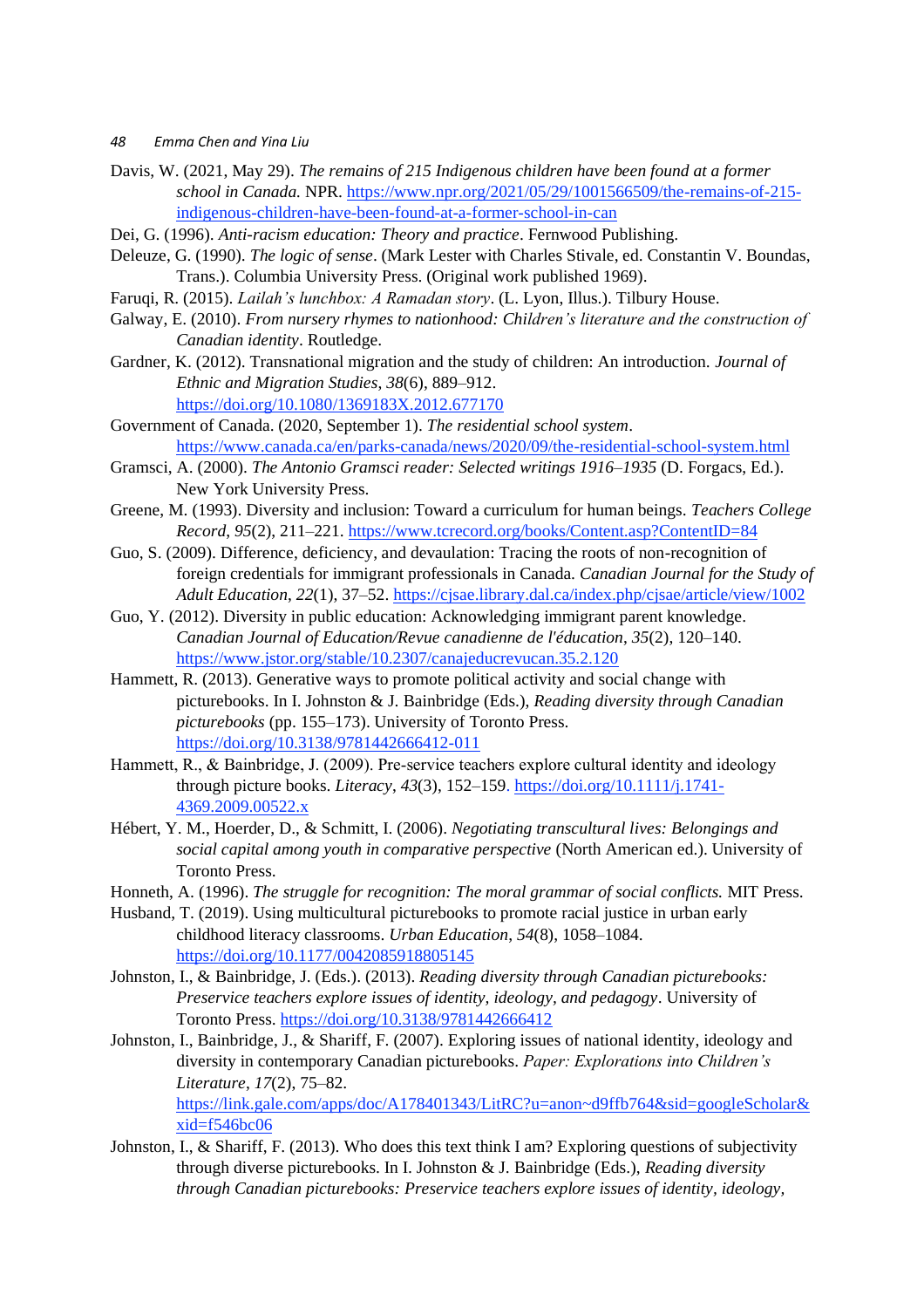Davis, W. (2021, May 29). *The remains of 215 Indigenous children have been found at a former school in Canada.* NPR. https://www.npr.org/2021/05/29/1001566509/the-remains-of-215-indigenous-children-have-been-found-at-a-former-school-in-can

Dei, G. (1996). *Anti-racism education: Theory and practice*. Fernwood Publishing.

Deleuze, G. (1990). *The logic of sense*. (Mark Lester with Charles Stivale, ed. Constantin V. Boundas, Trans.). Columbia University Press. (Original work published 1969).

Faruqi, R. (2015). *Lailah's lunchbox: A Ramadan story*. (L. Lyon, Illus.). Tilbury House.

Galway, E. (2010). *From nursery rhymes to nationhood: Children's literature and the construction of Canadian identity*. Routledge.

Gardner, K. (2012). Transnational migration and the study of children: An introduction. *Journal of Ethnic and Migration Studies*, *38*(6), 889–912. https://doi.org/10.1080/1369183X.2012.677170

Government of Canada. (2020, September 1). *The residential school system*. https://www.canada.ca/en/parks-canada/news/2020/09/the-residential-school-system.html

Gramsci, A. (2000). *The Antonio Gramsci reader: Selected writings 1916–1935* (D. Forgacs, Ed.). New York University Press.

Greene, M. (1993). Diversity and inclusion: Toward a curriculum for human beings. *Teachers College Record*, *95*(2), 211–221. https://www.tcrecord.org/books/Content.asp?ContentID=84

Guo, S. (2009). Difference, deficiency, and devaluation: Tracing the roots of non-recognition of foreign credentials for immigrant professionals in Canada. *Canadian Journal for the Study of Adult Education*, *22*(1), 37–52. https://cjsae.library.dal.ca/index.php/cjsae/article/view/1002

Guo, Y. (2012). Diversity in public education: Acknowledging immigrant parent knowledge. *Canadian Journal of Education/Revue canadienne de l'éducation*, *35*(2), 120–140. https://www.jstor.org/stable/10.2307/canajeducrevucan.35.2.120

Hammett, R. (2013). Generative ways to promote political activity and social change with picturebooks. In I. Johnston & J. Bainbridge (Eds.), *Reading diversity through Canadian picturebooks* (pp. 155–173). University of Toronto Press. https://doi.org/10.3138/9781442666412-011

Hammett, R., & Bainbridge, J. (2009). Pre-service teachers explore cultural identity and ideology through picture books. *Literacy*, *43*(3), 152–159. https://doi.org/10.1111/j.1741-4369.2009.00522.x

Hébert, Y. M., Hoerder, D., & Schmitt, I. (2006). *Negotiating transcultural lives: Belongings and social capital among youth in comparative perspective* (North American ed.). University of Toronto Press.

Honneth, A. (1996). *The struggle for recognition: The moral grammar of social conflicts.* MIT Press.

Husband, T. (2019). Using multicultural picturebooks to promote racial justice in urban early childhood literacy classrooms. *Urban Education*, *54*(8), 1058–1084. https://doi.org/10.1177/0042085918805145

Johnston, I., & Bainbridge, J. (Eds.). (2013). *Reading diversity through Canadian picturebooks: Preservice teachers explore issues of identity, ideology, and pedagogy*. University of Toronto Press. https://doi.org/10.3138/9781442666412

Johnston, I., Bainbridge, J., & Shariff, F. (2007). Exploring issues of national identity, ideology and diversity in contemporary Canadian picturebooks. *Paper: Explorations into Children's Literature*, *17*(2), 75–82. https://link.gale.com/apps/doc/A178401343/LitRC?u=anon~d9ffb764&sid=googleScholar&xid=f546bc06

Johnston, I., & Shariff, F. (2013). Who does this text think I am? Exploring questions of subjectivity through diverse picturebooks. In I. Johnston & J. Bainbridge (Eds.), *Reading diversity through Canadian picturebooks: Preservice teachers explore issues of identity, ideology,*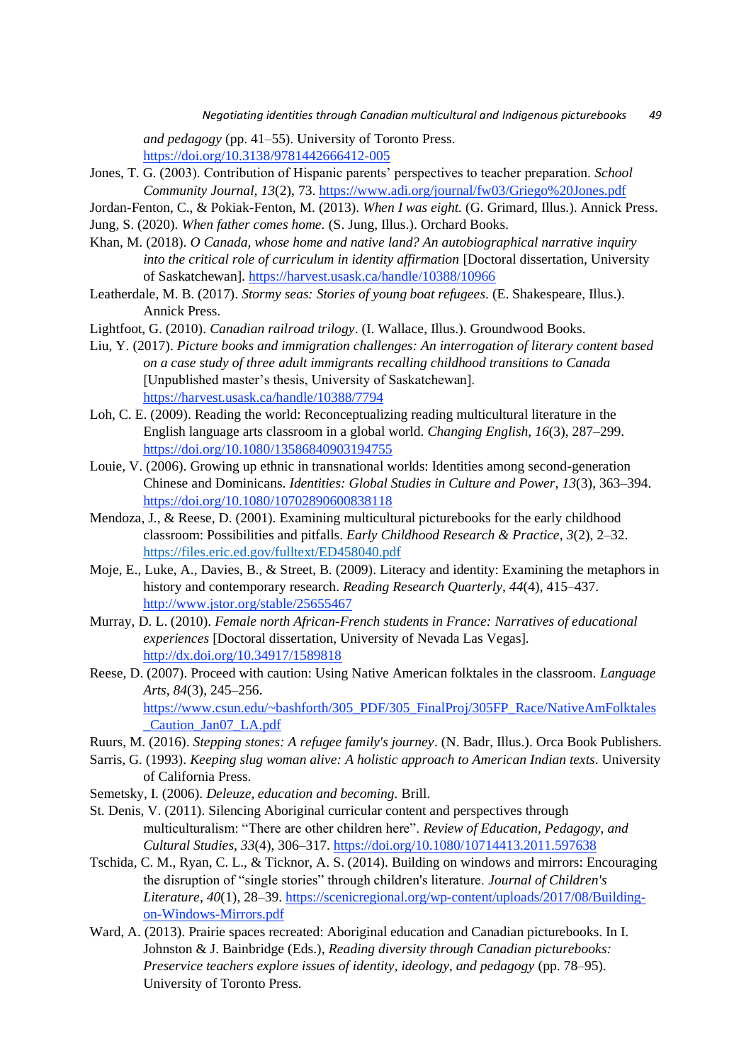*and pedagogy* (pp. 41–55). University of Toronto Press. https://doi.org/10.3138/9781442666412-005

Jones, T. G. (2003). Contribution of Hispanic parents' perspectives to teacher preparation. *School Community Journal*, *13*(2), 73. https://www.adi.org/journal/fw03/Griego%20Jones.pdf

Jordan-Fenton, C., & Pokiak-Fenton, M. (2013). *When I was eight.* (G. Grimard, Illus.). Annick Press.

Jung, S. (2020). *When father comes home.* (S. Jung, Illus.). Orchard Books.

Khan, M. (2018). *O Canada, whose home and native land? An autobiographical narrative inquiry into the critical role of curriculum in identity affirmation* [Doctoral dissertation, University of Saskatchewan]. https://harvest.usask.ca/handle/10388/10966

Leatherdale, M. B. (2017). *Stormy seas: Stories of young boat refugees*. (E. Shakespeare, Illus.). Annick Press.

Lightfoot, G. (2010). *Canadian railroad trilogy*. (I. Wallace, Illus.). Groundwood Books.

Liu, Y. (2017). *Picture books and immigration challenges: An interrogation of literary content based on a case study of three adult immigrants recalling childhood transitions to Canada* [Unpublished master's thesis, University of Saskatchewan]. https://harvest.usask.ca/handle/10388/7794

Loh, C. E. (2009). Reading the world: Reconceptualizing reading multicultural literature in the English language arts classroom in a global world. *Changing English*, *16*(3), 287–299. https://doi.org/10.1080/13586840903194755

Louie, V. (2006). Growing up ethnic in transnational worlds: Identities among second-generation Chinese and Dominicans. *Identities: Global Studies in Culture and Power*, *13*(3), 363–394. https://doi.org/10.1080/10702890600838118

Mendoza, J., & Reese, D. (2001). Examining multicultural picturebooks for the early childhood classroom: Possibilities and pitfalls. *Early Childhood Research & Practice*, *3*(2), 2–32. https://files.eric.ed.gov/fulltext/ED458040.pdf

Moje, E., Luke, A., Davies, B., & Street, B. (2009). Literacy and identity: Examining the metaphors in history and contemporary research. *Reading Research Quarterly, 44*(4), 415–437. http://www.jstor.org/stable/25655467

Murray, D. L. (2010). *Female north African-French students in France: Narratives of educational experiences* [Doctoral dissertation, University of Nevada Las Vegas]. http://dx.doi.org/10.34917/1589818

Reese, D. (2007). Proceed with caution: Using Native American folktales in the classroom. *Language Arts*, *84*(3), 245–256. https://www.csun.edu/~bashforth/305_PDF/305_FinalProj/305FP_Race/NativeAmFolktales_Caution_Jan07_LA.pdf

Ruurs, M. (2016). *Stepping stones: A refugee family's journey*. (N. Badr, Illus.). Orca Book Publishers.

Sarris, G. (1993). *Keeping slug woman alive: A holistic approach to American Indian texts*. University of California Press.

Semetsky, I. (2006). *Deleuze, education and becoming.* Brill.

St. Denis, V. (2011). Silencing Aboriginal curricular content and perspectives through multiculturalism: "There are other children here". *Review of Education, Pedagogy, and Cultural Studies*, *33*(4), 306–317. https://doi.org/10.1080/10714413.2011.597638

Tschida, C. M., Ryan, C. L., & Ticknor, A. S. (2014). Building on windows and mirrors: Encouraging the disruption of "single stories" through children's literature. *Journal of Children's Literature*, *40*(1), 28–39. https://scenicregional.org/wp-content/uploads/2017/08/Building-on-Windows-Mirrors.pdf

Ward, A. (2013). Prairie spaces recreated: Aboriginal education and Canadian picturebooks. In I. Johnston & J. Bainbridge (Eds.), *Reading diversity through Canadian picturebooks: Preservice teachers explore issues of identity, ideology, and pedagogy* (pp. 78–95). University of Toronto Press.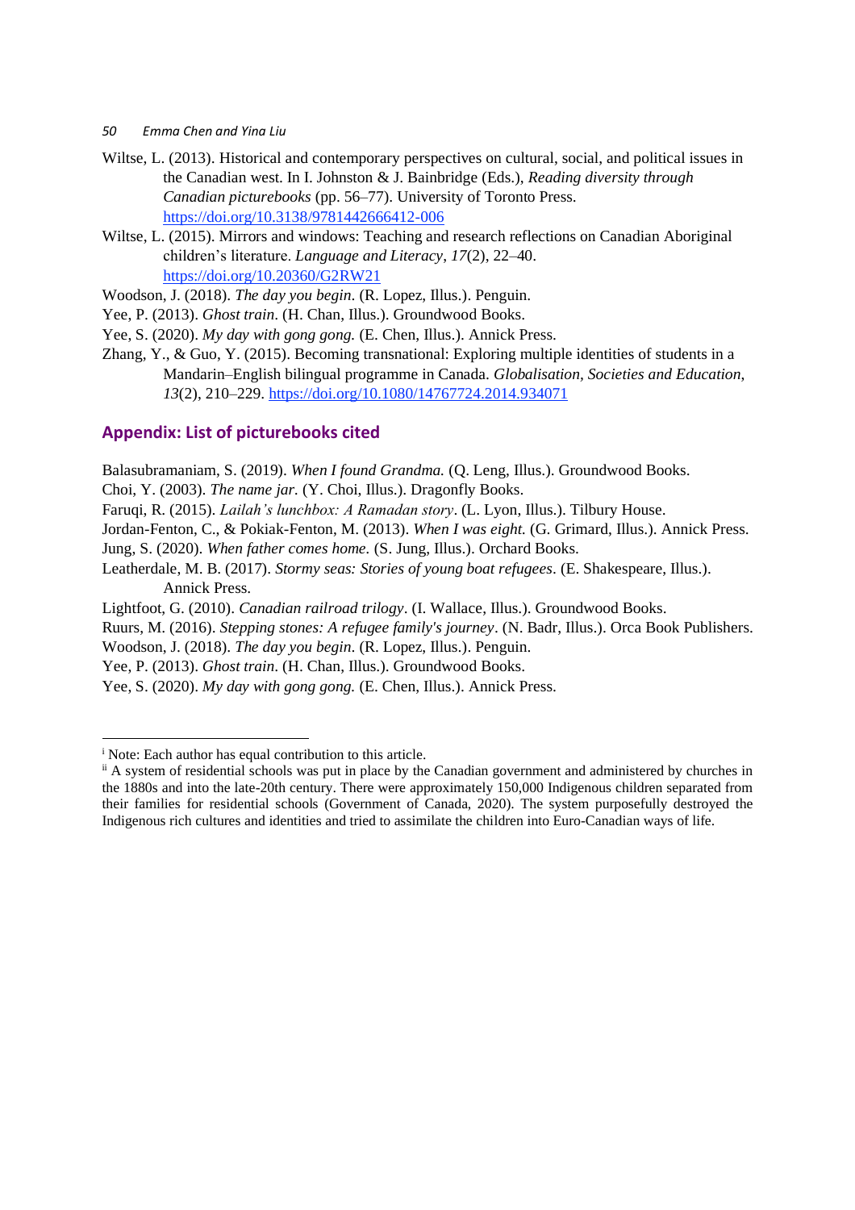Wiltse, L. (2013). Historical and contemporary perspectives on cultural, social, and political issues in the Canadian west. In I. Johnston & J. Bainbridge (Eds.), *Reading diversity through Canadian picturebooks* (pp. 56–77). University of Toronto Press. https://doi.org/10.3138/9781442666412-006

Wiltse, L. (2015). Mirrors and windows: Teaching and research reflections on Canadian Aboriginal children's literature. *Language and Literacy*, *17*(2), 22–40. https://doi.org/10.20360/G2RW21

Woodson, J. (2018). *The day you begin*. (R. Lopez, Illus.). Penguin.

Yee, P. (2013). *Ghost train*. (H. Chan, Illus.). Groundwood Books.

Yee, S. (2020). *My day with gong gong.* (E. Chen, Illus.). Annick Press.

Zhang, Y., & Guo, Y. (2015). Becoming transnational: Exploring multiple identities of students in a Mandarin–English bilingual programme in Canada. *Globalisation, Societies and Education*, *13*(2), 210–229. https://doi.org/10.1080/14767724.2014.934071

## Appendix: List of picturebooks cited

Balasubramaniam, S. (2019). *When I found Grandma.* (Q. Leng, Illus.). Groundwood Books.

Choi, Y. (2003). *The name jar.* (Y. Choi, Illus.). Dragonfly Books.

Faruqi, R. (2015). *Lailah's lunchbox: A Ramadan story*. (L. Lyon, Illus.). Tilbury House.

Jordan-Fenton, C., & Pokiak-Fenton, M. (2013). *When I was eight.* (G. Grimard, Illus.). Annick Press.

Jung, S. (2020). *When father comes home.* (S. Jung, Illus.). Orchard Books.

Leatherdale, M. B. (2017). *Stormy seas: Stories of young boat refugees*. (E. Shakespeare, Illus.). Annick Press.

Lightfoot, G. (2010). *Canadian railroad trilogy*. (I. Wallace, Illus.). Groundwood Books.

Ruurs, M. (2016). *Stepping stones: A refugee family's journey*. (N. Badr, Illus.). Orca Book Publishers.

Woodson, J. (2018). *The day you begin.* (R. Lopez, Illus.). Penguin.

Yee, P. (2013). *Ghost train*. (H. Chan, Illus.). Groundwood Books.

Yee, S. (2020). *My day with gong gong.* (E. Chen, Illus.). Annick Press.

---

[i] Note: Each author has equal contribution to this article.

[ii] A system of residential schools was put in place by the Canadian government and administered by churches in the 1880s and into the late-20th century. There were approximately 150,000 Indigenous children separated from their families for residential schools (Government of Canada, 2020). The system purposefully destroyed the Indigenous rich cultures and identities and tried to assimilate the children into Euro-Canadian ways of life.